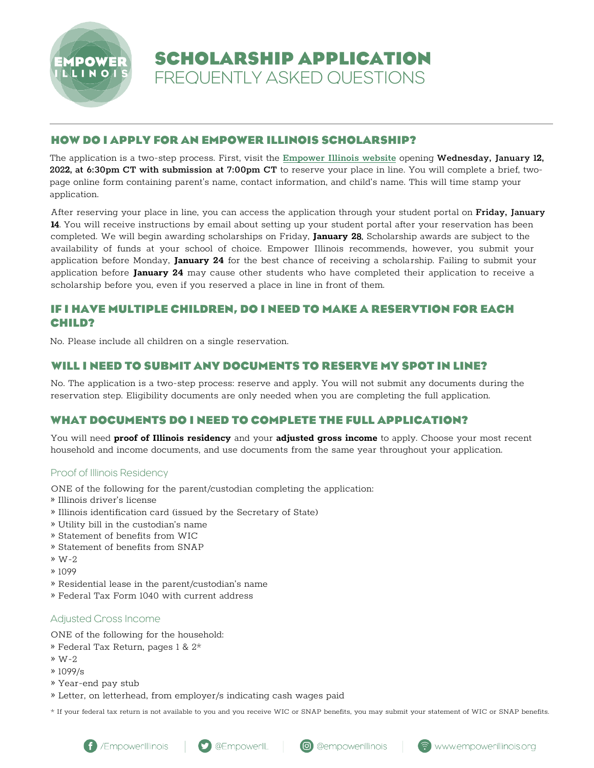# SCHOLARSHIP APPLICATION
## FREQUENTLY ASKED QUESTIONS

## HOW DO I APPLY FOR AN EMPOWER ILLINOIS SCHOLARSHIP?

The application is a two-step process. First, visit the **Empower Illinois website** opening **Wednesday, January 12, 2022, at 6:30pm CT with submission at 7:00pm CT** to reserve your place in line. You will complete a brief, two-page online form containing parent's name, contact information, and child's name. This will time stamp your application.

After reserving your place in line, you can access the application through your student portal on **Friday, January 14**. You will receive instructions by email about setting up your student portal after your reservation has been completed. We will begin awarding scholarships on Friday, **January 28**. Scholarship awards are subject to the availability of funds at your school of choice. Empower Illinois recommends, however, you submit your application before Monday, **January 24** for the best chance of receiving a scholarship. Failing to submit your application before **January 24** may cause other students who have completed their application to receive a scholarship before you, even if you reserved a place in line in front of them.

## IF I HAVE MULTIPLE CHILDREN, DO I NEED TO MAKE A RESERVTION FOR EACH CHILD?

No. Please include all children on a single reservation.

## WILL I NEED TO SUBMIT ANY DOCUMENTS TO RESERVE MY SPOT IN LINE?

No. The application is a two-step process: reserve and apply. You will not submit any documents during the reservation step. Eligibility documents are only needed when you are completing the full application.

## WHAT DOCUMENTS DO I NEED TO COMPLETE THE FULL APPLICATION?

You will need **proof of Illinois residency** and your **adjusted gross income** to apply. Choose your most recent household and income documents, and use documents from the same year throughout your application.

### Proof of Illinois Residency

ONE of the following for the parent/custodian completing the application:

- Illinois driver's license
- Illinois identification card (issued by the Secretary of State)
- Utility bill in the custodian's name
- Statement of benefits from WIC
- Statement of benefits from SNAP
- W-2
- 1099
- Residential lease in the parent/custodian's name
- Federal Tax Form 1040 with current address

### Adjusted Gross Income

ONE of the following for the household:

- Federal Tax Return, pages 1 & 2*
- W-2
- 1099/s
- Year-end pay stub
- Letter, on letterhead, from employer/s indicating cash wages paid

* If your federal tax return is not available to you and you receive WIC or SNAP benefits, you may submit your statement of WIC or SNAP benefits.

/EmpowerIllinois | @EmpowerIL | @empowerillinois | www.empowerillinois.org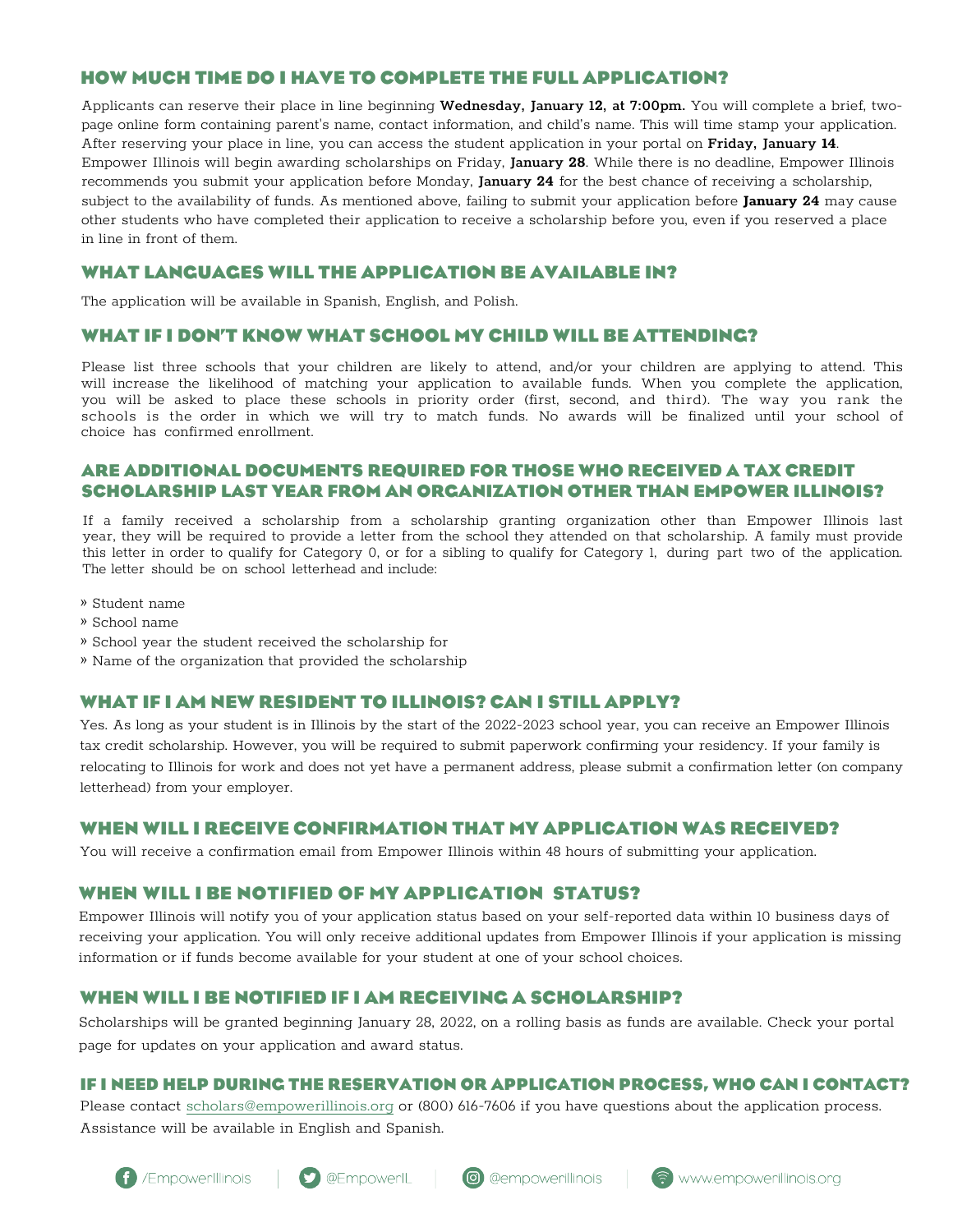## HOW MUCH TIME DO I HAVE TO COMPLETE THE FULL APPLICATION?

Applicants can reserve their place in line beginning **Wednesday, January 12, at 7:00pm.** You will complete a brief, two-page online form containing parent's name, contact information, and child's name. This will time stamp your application. After reserving your place in line, you can access the student application in your portal on **Friday, January 14**. Empower Illinois will begin awarding scholarships on Friday, **January 28**. While there is no deadline, Empower Illinois recommends you submit your application before Monday, **January 24** for the best chance of receiving a scholarship, subject to the availability of funds. As mentioned above, failing to submit your application before **January 24** may cause other students who have completed their application to receive a scholarship before you, even if you reserved a place in line in front of them.

## WHAT LANGUAGES WILL THE APPLICATION BE AVAILABLE IN?

The application will be available in Spanish, English, and Polish.

## WHAT IF I DON'T KNOW WHAT SCHOOL MY CHILD WILL BE ATTENDING?

Please list three schools that your children are likely to attend, and/or your children are applying to attend. This will increase the likelihood of matching your application to available funds. When you complete the application, you will be asked to place these schools in priority order (first, second, and third). The way you rank the schools is the order in which we will try to match funds. No awards will be finalized until your school of choice has confirmed enrollment.

## ARE ADDITIONAL DOCUMENTS REQUIRED FOR THOSE WHO RECEIVED A TAX CREDIT SCHOLARSHIP LAST YEAR FROM AN ORGANIZATION OTHER THAN EMPOWER ILLINOIS?

If a family received a scholarship from a scholarship granting organization other than Empower Illinois last year, they will be required to provide a letter from the school they attended on that scholarship. A family must provide this letter in order to qualify for Category 0, or for a sibling to qualify for Category 1, during part two of the application. The letter should be on school letterhead and include:

- Student name
- School name
- School year the student received the scholarship for
- Name of the organization that provided the scholarship

## WHAT IF I AM NEW RESIDENT TO ILLINOIS? CAN I STILL APPLY?

Yes. As long as your student is in Illinois by the start of the 2022-2023 school year, you can receive an Empower Illinois tax credit scholarship. However, you will be required to submit paperwork confirming your residency. If your family is relocating to Illinois for work and does not yet have a permanent address, please submit a confirmation letter (on company letterhead) from your employer.

## WHEN WILL I RECEIVE CONFIRMATION THAT MY APPLICATION WAS RECEIVED?

You will receive a confirmation email from Empower Illinois within 48 hours of submitting your application.

## WHEN WILL I BE NOTIFIED OF MY APPLICATION STATUS?

Empower Illinois will notify you of your application status based on your self-reported data within 10 business days of receiving your application. You will only receive additional updates from Empower Illinois if your application is missing information or if funds become available for your student at one of your school choices.

## WHEN WILL I BE NOTIFIED IF I AM RECEIVING A SCHOLARSHIP?

Scholarships will be granted beginning January 28, 2022, on a rolling basis as funds are available. Check your portal page for updates on your application and award status.

## IF I NEED HELP DURING THE RESERVATION OR APPLICATION PROCESS, WHO CAN I CONTACT?

Please contact scholars@empowerillinois.org or (800) 616-7606 if you have questions about the application process. Assistance will be available in English and Spanish.

/EmpowerIllinois | @EmpowerIL | @empowerillinois | www.empowerillinois.org